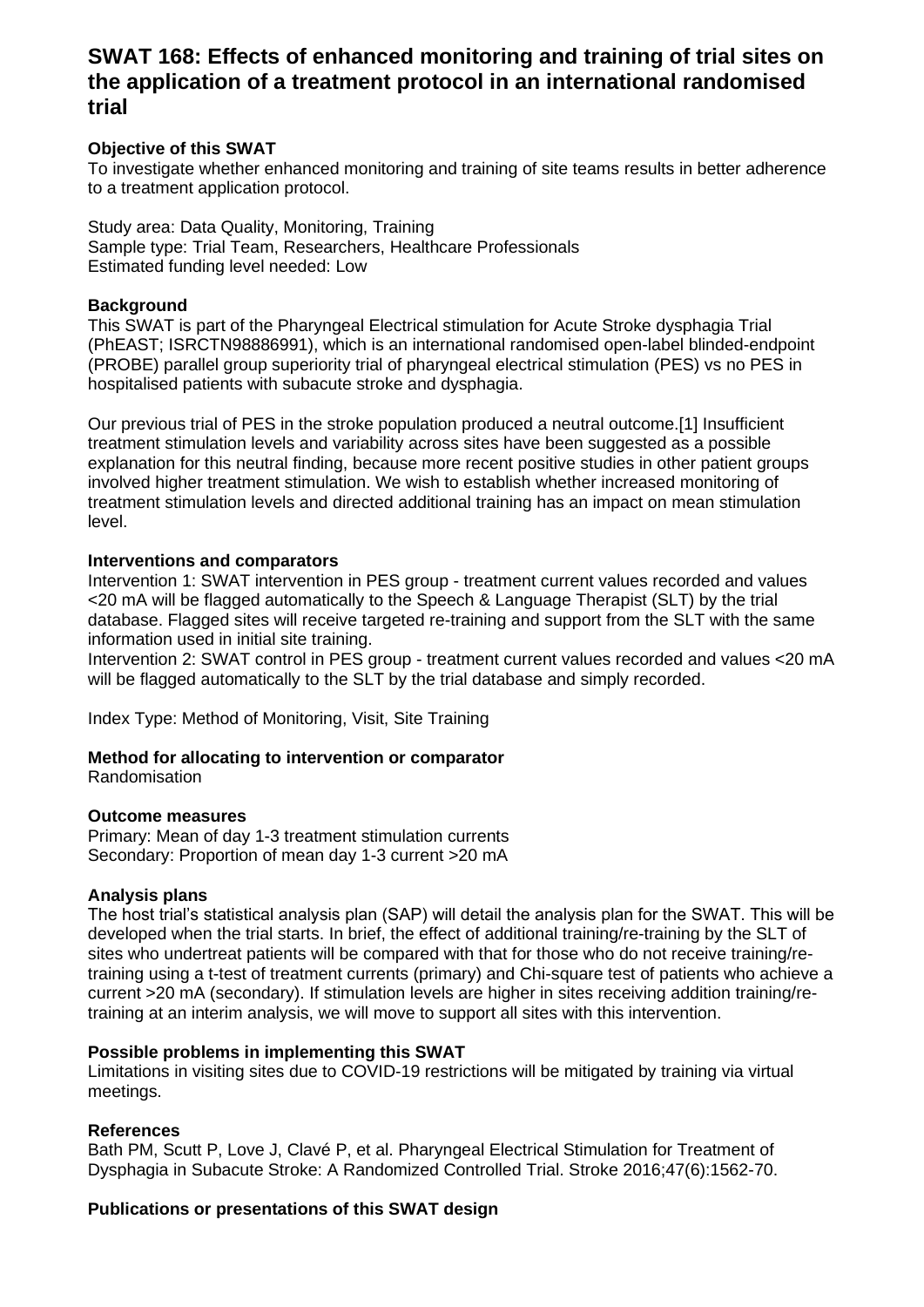# SWAT 168: Effects of enhanced monitoring and training of trial sites on the application of a treatment protocol in an international randomised trial

### Objective of this SWAT

To investigate whether enhanced monitoring and training of site teams results in better adherence to a treatment application protocol.

Study area: Data Quality, Monitoring, Training
Sample type: Trial Team, Researchers, Healthcare Professionals
Estimated funding level needed: Low

### Background

This SWAT is part of the Pharyngeal Electrical stimulation for Acute Stroke dysphagia Trial (PhEAST; ISRCTN98886991), which is an international randomised open-label blinded-endpoint (PROBE) parallel group superiority trial of pharyngeal electrical stimulation (PES) vs no PES in hospitalised patients with subacute stroke and dysphagia.

Our previous trial of PES in the stroke population produced a neutral outcome.[1] Insufficient treatment stimulation levels and variability across sites have been suggested as a possible explanation for this neutral finding, because more recent positive studies in other patient groups involved higher treatment stimulation. We wish to establish whether increased monitoring of treatment stimulation levels and directed additional training has an impact on mean stimulation level.

### Interventions and comparators

Intervention 1: SWAT intervention in PES group - treatment current values recorded and values <20 mA will be flagged automatically to the Speech & Language Therapist (SLT) by the trial database. Flagged sites will receive targeted re-training and support from the SLT with the same information used in initial site training.
Intervention 2: SWAT control in PES group - treatment current values recorded and values <20 mA will be flagged automatically to the SLT by the trial database and simply recorded.

Index Type: Method of Monitoring, Visit, Site Training

### Method for allocating to intervention or comparator

Randomisation

### Outcome measures

Primary: Mean of day 1-3 treatment stimulation currents
Secondary: Proportion of mean day 1-3 current >20 mA

### Analysis plans

The host trial's statistical analysis plan (SAP) will detail the analysis plan for the SWAT. This will be developed when the trial starts. In brief, the effect of additional training/re-training by the SLT of sites who undertreat patients will be compared with that for those who do not receive training/re-training using a t-test of treatment currents (primary) and Chi-square test of patients who achieve a current >20 mA (secondary). If stimulation levels are higher in sites receiving addition training/re-training at an interim analysis, we will move to support all sites with this intervention.

### Possible problems in implementing this SWAT

Limitations in visiting sites due to COVID-19 restrictions will be mitigated by training via virtual meetings.

### References

Bath PM, Scutt P, Love J, Clavé P, et al. Pharyngeal Electrical Stimulation for Treatment of Dysphagia in Subacute Stroke: A Randomized Controlled Trial. Stroke 2016;47(6):1562-70.

### Publications or presentations of this SWAT design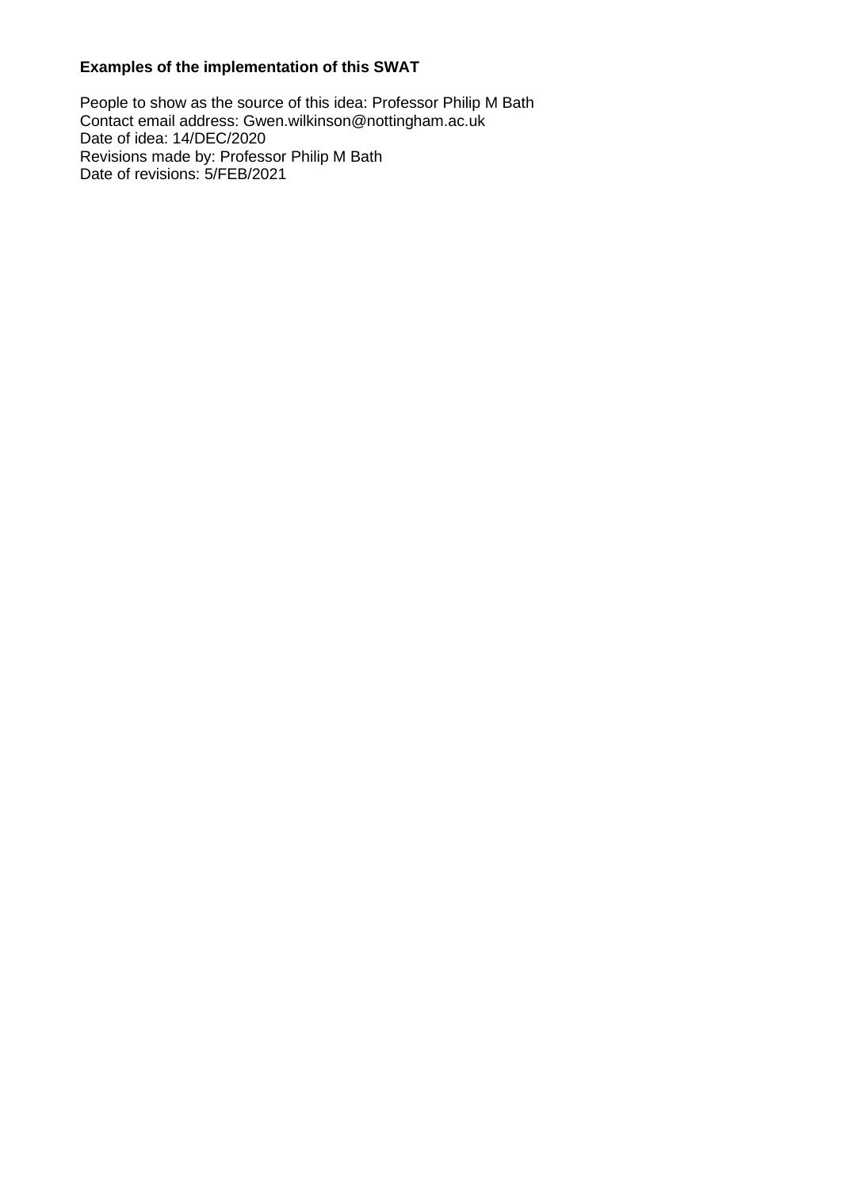**Examples of the implementation of this SWAT**

People to show as the source of this idea: Professor Philip M Bath
Contact email address: Gwen.wilkinson@nottingham.ac.uk
Date of idea: 14/DEC/2020
Revisions made by: Professor Philip M Bath
Date of revisions: 5/FEB/2021